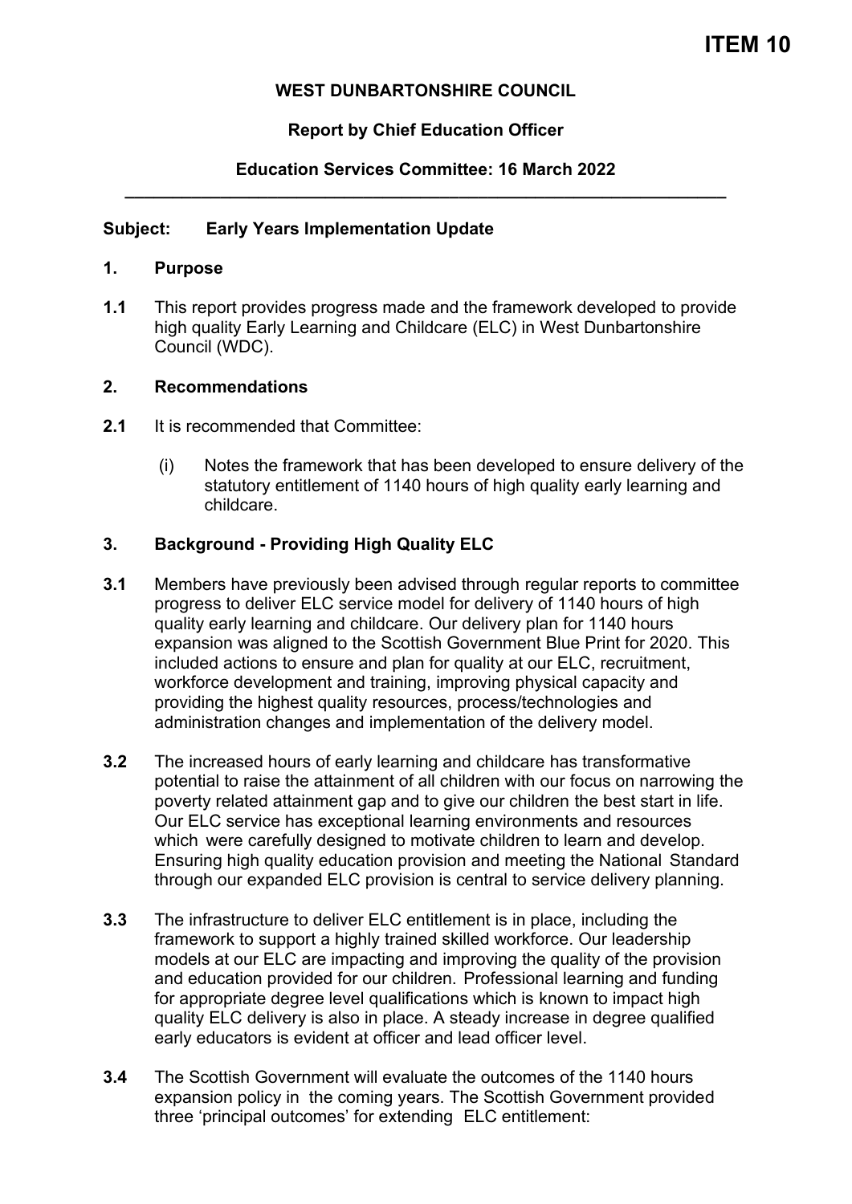# ITEM 10

**WEST DUNBARTONSHIRE COUNCIL**

**Report by Chief Education Officer**

**Education Services Committee: 16 March 2022**

---

**Subject: Early Years Implementation Update**

## 1. Purpose

**1.1** This report provides progress made and the framework developed to provide high quality Early Learning and Childcare (ELC) in West Dunbartonshire Council (WDC).

## 2. Recommendations

**2.1** It is recommended that Committee:

(i) Notes the framework that has been developed to ensure delivery of the statutory entitlement of 1140 hours of high quality early learning and childcare.

## 3. Background - Providing High Quality ELC

**3.1** Members have previously been advised through regular reports to committee progress to deliver ELC service model for delivery of 1140 hours of high quality early learning and childcare. Our delivery plan for 1140 hours expansion was aligned to the Scottish Government Blue Print for 2020. This included actions to ensure and plan for quality at our ELC, recruitment, workforce development and training, improving physical capacity and providing the highest quality resources, process/technologies and administration changes and implementation of the delivery model.

**3.2** The increased hours of early learning and childcare has transformative potential to raise the attainment of all children with our focus on narrowing the poverty related attainment gap and to give our children the best start in life. Our ELC service has exceptional learning environments and resources which were carefully designed to motivate children to learn and develop. Ensuring high quality education provision and meeting the National Standard through our expanded ELC provision is central to service delivery planning.

**3.3** The infrastructure to deliver ELC entitlement is in place, including the framework to support a highly trained skilled workforce. Our leadership models at our ELC are impacting and improving the quality of the provision and education provided for our children. Professional learning and funding for appropriate degree level qualifications which is known to impact high quality ELC delivery is also in place. A steady increase in degree qualified early educators is evident at officer and lead officer level.

**3.4** The Scottish Government will evaluate the outcomes of the 1140 hours expansion policy in the coming years. The Scottish Government provided three 'principal outcomes' for extending ELC entitlement: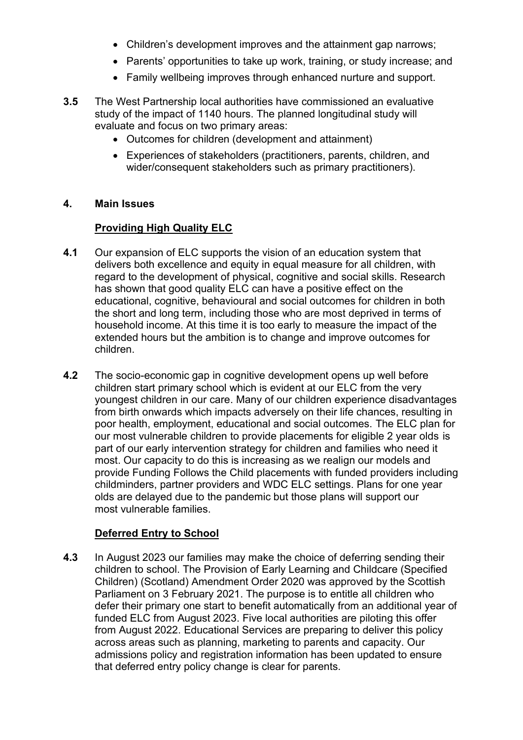- Children's development improves and the attainment gap narrows;
- Parents' opportunities to take up work, training, or study increase; and
- Family wellbeing improves through enhanced nurture and support.

**3.5** The West Partnership local authorities have commissioned an evaluative study of the impact of 1140 hours. The planned longitudinal study will evaluate and focus on two primary areas:

- Outcomes for children (development and attainment)
- Experiences of stakeholders (practitioners, parents, children, and wider/consequent stakeholders such as primary practitioners).

## 4. Main Issues

### Providing High Quality ELC

**4.1** Our expansion of ELC supports the vision of an education system that delivers both excellence and equity in equal measure for all children, with regard to the development of physical, cognitive and social skills. Research has shown that good quality ELC can have a positive effect on the educational, cognitive, behavioural and social outcomes for children in both the short and long term, including those who are most deprived in terms of household income. At this time it is too early to measure the impact of the extended hours but the ambition is to change and improve outcomes for children.

**4.2** The socio-economic gap in cognitive development opens up well before children start primary school which is evident at our ELC from the very youngest children in our care. Many of our children experience disadvantages from birth onwards which impacts adversely on their life chances, resulting in poor health, employment, educational and social outcomes. The ELC plan for our most vulnerable children to provide placements for eligible 2 year olds is part of our early intervention strategy for children and families who need it most. Our capacity to do this is increasing as we realign our models and provide Funding Follows the Child placements with funded providers including childminders, partner providers and WDC ELC settings. Plans for one year olds are delayed due to the pandemic but those plans will support our most vulnerable families.

### Deferred Entry to School

**4.3** In August 2023 our families may make the choice of deferring sending their children to school. The Provision of Early Learning and Childcare (Specified Children) (Scotland) Amendment Order 2020 was approved by the Scottish Parliament on 3 February 2021. The purpose is to entitle all children who defer their primary one start to benefit automatically from an additional year of funded ELC from August 2023. Five local authorities are piloting this offer from August 2022. Educational Services are preparing to deliver this policy across areas such as planning, marketing to parents and capacity. Our admissions policy and registration information has been updated to ensure that deferred entry policy change is clear for parents.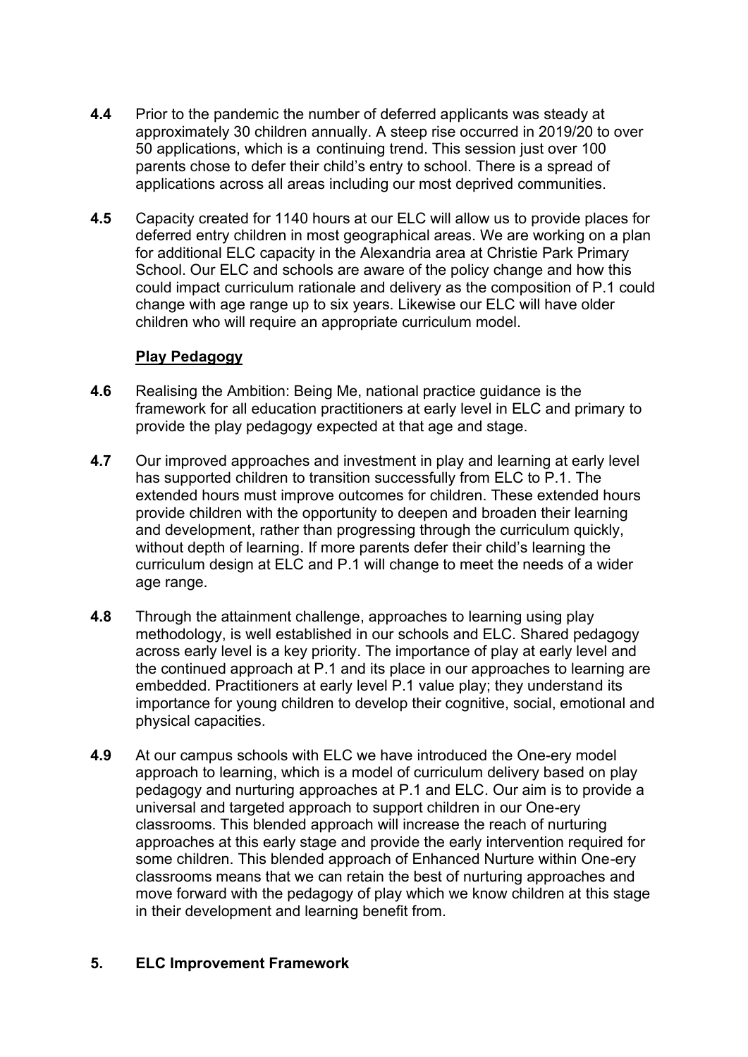**4.4** Prior to the pandemic the number of deferred applicants was steady at approximately 30 children annually. A steep rise occurred in 2019/20 to over 50 applications, which is a continuing trend. This session just over 100 parents chose to defer their child's entry to school. There is a spread of applications across all areas including our most deprived communities.

**4.5** Capacity created for 1140 hours at our ELC will allow us to provide places for deferred entry children in most geographical areas. We are working on a plan for additional ELC capacity in the Alexandria area at Christie Park Primary School. Our ELC and schools are aware of the policy change and how this could impact curriculum rationale and delivery as the composition of P.1 could change with age range up to six years. Likewise our ELC will have older children who will require an appropriate curriculum model.

**Play Pedagogy**

**4.6** Realising the Ambition: Being Me, national practice guidance is the framework for all education practitioners at early level in ELC and primary to provide the play pedagogy expected at that age and stage.

**4.7** Our improved approaches and investment in play and learning at early level has supported children to transition successfully from ELC to P.1. The extended hours must improve outcomes for children. These extended hours provide children with the opportunity to deepen and broaden their learning and development, rather than progressing through the curriculum quickly, without depth of learning. If more parents defer their child's learning the curriculum design at ELC and P.1 will change to meet the needs of a wider age range.

**4.8** Through the attainment challenge, approaches to learning using play methodology, is well established in our schools and ELC. Shared pedagogy across early level is a key priority. The importance of play at early level and the continued approach at P.1 and its place in our approaches to learning are embedded. Practitioners at early level P.1 value play; they understand its importance for young children to develop their cognitive, social, emotional and physical capacities.

**4.9** At our campus schools with ELC we have introduced the One-ery model approach to learning, which is a model of curriculum delivery based on play pedagogy and nurturing approaches at P.1 and ELC. Our aim is to provide a universal and targeted approach to support children in our One-ery classrooms. This blended approach will increase the reach of nurturing approaches at this early stage and provide the early intervention required for some children. This blended approach of Enhanced Nurture within One-ery classrooms means that we can retain the best of nurturing approaches and move forward with the pedagogy of play which we know children at this stage in their development and learning benefit from.

## 5. ELC Improvement Framework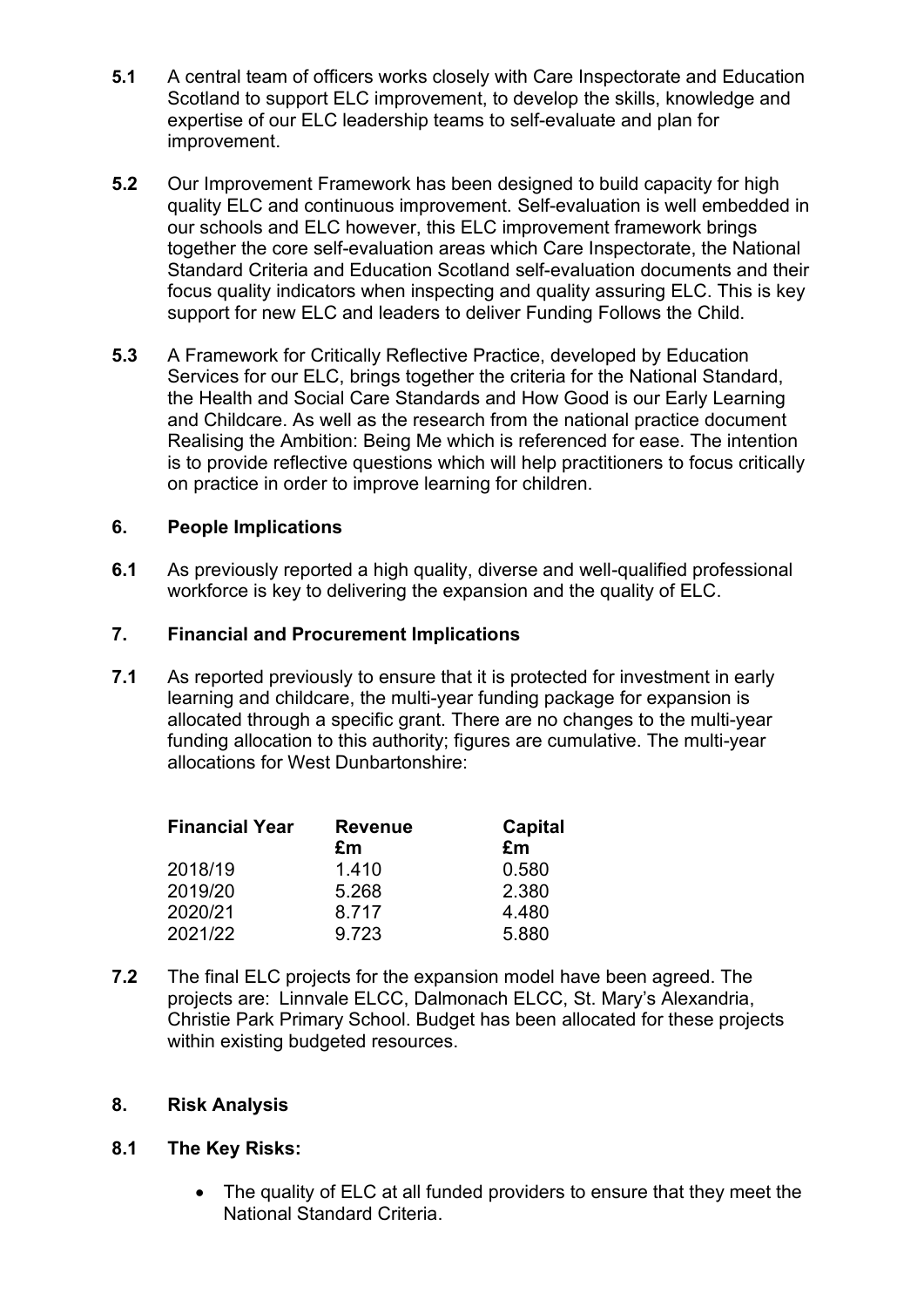**5.1** A central team of officers works closely with Care Inspectorate and Education Scotland to support ELC improvement, to develop the skills, knowledge and expertise of our ELC leadership teams to self-evaluate and plan for improvement.

**5.2** Our Improvement Framework has been designed to build capacity for high quality ELC and continuous improvement. Self-evaluation is well embedded in our schools and ELC however, this ELC improvement framework brings together the core self-evaluation areas which Care Inspectorate, the National Standard Criteria and Education Scotland self-evaluation documents and their focus quality indicators when inspecting and quality assuring ELC. This is key support for new ELC and leaders to deliver Funding Follows the Child.

**5.3** A Framework for Critically Reflective Practice, developed by Education Services for our ELC, brings together the criteria for the National Standard, the Health and Social Care Standards and How Good is our Early Learning and Childcare. As well as the research from the national practice document Realising the Ambition: Being Me which is referenced for ease. The intention is to provide reflective questions which will help practitioners to focus critically on practice in order to improve learning for children.

## 6. People Implications

**6.1** As previously reported a high quality, diverse and well-qualified professional workforce is key to delivering the expansion and the quality of ELC.

## 7. Financial and Procurement Implications

**7.1** As reported previously to ensure that it is protected for investment in early learning and childcare, the multi-year funding package for expansion is allocated through a specific grant. There are no changes to the multi-year funding allocation to this authority; figures are cumulative. The multi-year allocations for West Dunbartonshire:

| Financial Year | Revenue £m | Capital £m |
|---|---|---|
| 2018/19 | 1.410 | 0.580 |
| 2019/20 | 5.268 | 2.380 |
| 2020/21 | 8.717 | 4.480 |
| 2021/22 | 9.723 | 5.880 |

**7.2** The final ELC projects for the expansion model have been agreed. The projects are: Linnvale ELCC, Dalmonach ELCC, St. Mary's Alexandria, Christie Park Primary School. Budget has been allocated for these projects within existing budgeted resources.

## 8. Risk Analysis

**8.1 The Key Risks:**

- The quality of ELC at all funded providers to ensure that they meet the National Standard Criteria.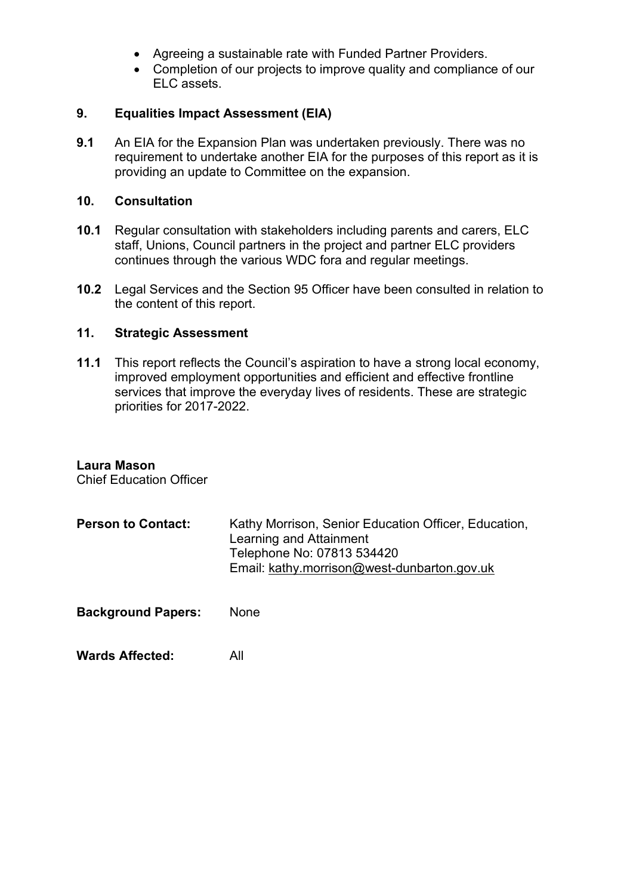- Agreeing a sustainable rate with Funded Partner Providers.
- Completion of our projects to improve quality and compliance of our ELC assets.

## 9. Equalities Impact Assessment (EIA)

**9.1** An EIA for the Expansion Plan was undertaken previously. There was no requirement to undertake another EIA for the purposes of this report as it is providing an update to Committee on the expansion.

## 10. Consultation

**10.1** Regular consultation with stakeholders including parents and carers, ELC staff, Unions, Council partners in the project and partner ELC providers continues through the various WDC fora and regular meetings.

**10.2** Legal Services and the Section 95 Officer have been consulted in relation to the content of this report.

## 11. Strategic Assessment

**11.1** This report reflects the Council's aspiration to have a strong local economy, improved employment opportunities and efficient and effective frontline services that improve the everyday lives of residents. These are strategic priorities for 2017-2022.

**Laura Mason**
Chief Education Officer

**Person to Contact:** Kathy Morrison, Senior Education Officer, Education, Learning and Attainment
Telephone No: 07813 534420
Email: kathy.morrison@west-dunbarton.gov.uk

**Background Papers:** None

**Wards Affected:** All